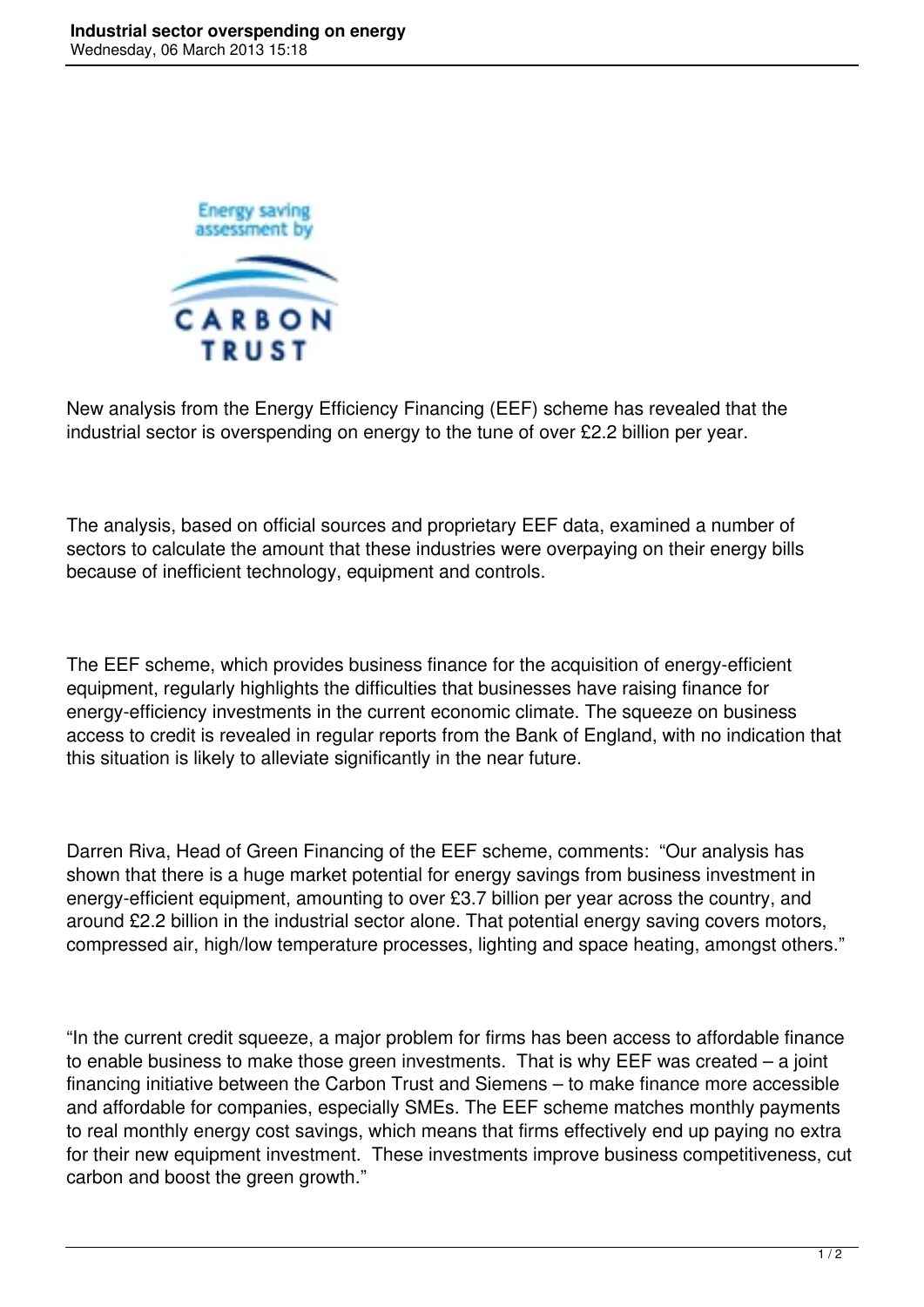# Industrial sector overspending on energy

Wednesday, 06 March 2013 15:18

New analysis from the Energy Efficiency Financing (EEF) scheme has revealed that the industrial sector is overspending on energy to the tune of over £2.2 billion per year.

The analysis, based on official sources and proprietary EEF data, examined a number of sectors to calculate the amount that these industries were overpaying on their energy bills because of inefficient technology, equipment and controls.

The EEF scheme, which provides business finance for the acquisition of energy-efficient equipment, regularly highlights the difficulties that businesses have raising finance for energy-efficiency investments in the current economic climate. The squeeze on business access to credit is revealed in regular reports from the Bank of England, with no indication that this situation is likely to alleviate significantly in the near future.

Darren Riva, Head of Green Financing of the EEF scheme, comments: "Our analysis has shown that there is a huge market potential for energy savings from business investment in energy-efficient equipment, amounting to over £3.7 billion per year across the country, and around £2.2 billion in the industrial sector alone. That potential energy saving covers motors, compressed air, high/low temperature processes, lighting and space heating, amongst others."

"In the current credit squeeze, a major problem for firms has been access to affordable finance to enable business to make those green investments. That is why EEF was created – a joint financing initiative between the Carbon Trust and Siemens – to make finance more accessible and affordable for companies, especially SMEs. The EEF scheme matches monthly payments to real monthly energy cost savings, which means that firms effectively end up paying no extra for their new equipment investment. These investments improve business competitiveness, cut carbon and boost the green growth."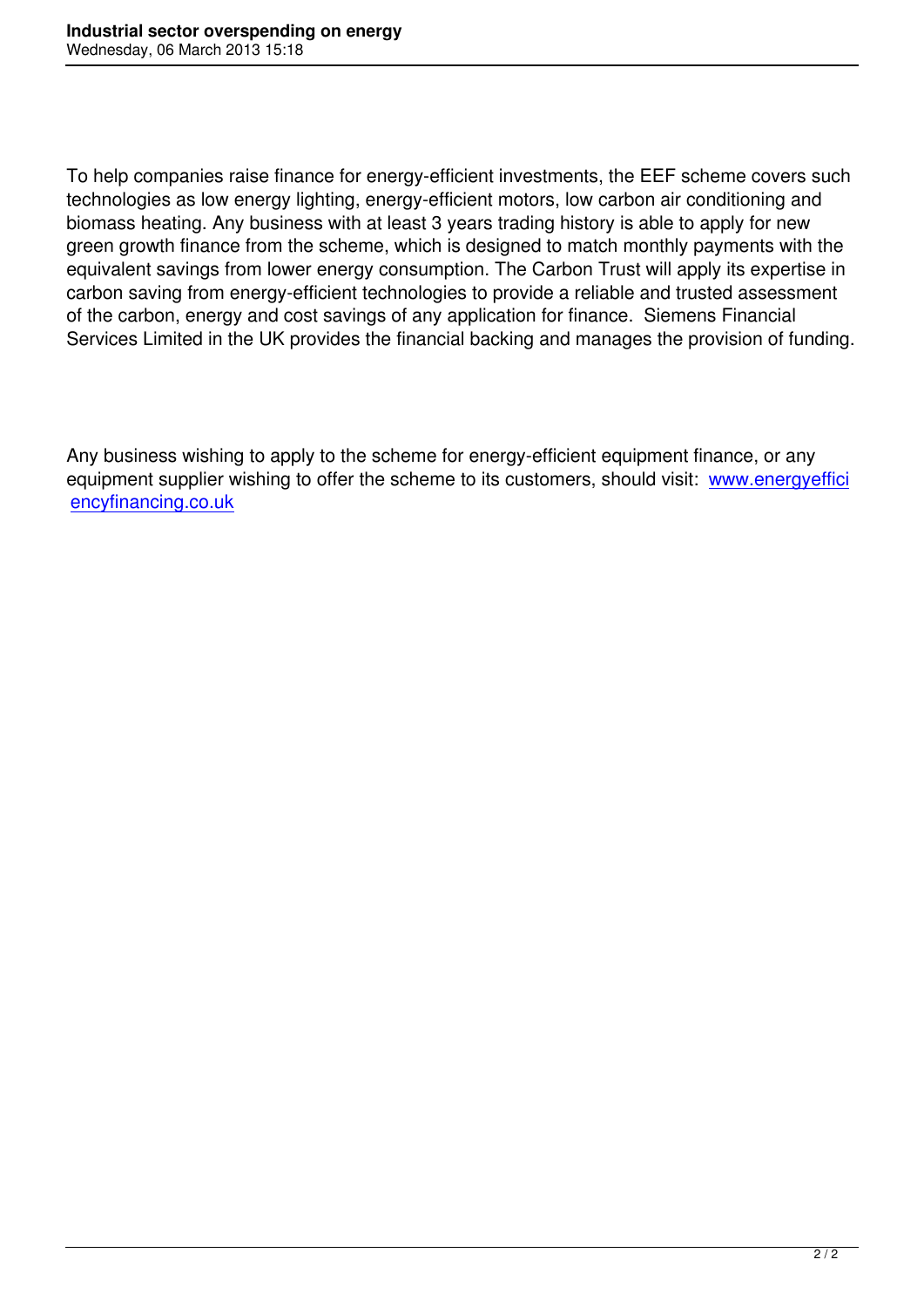To help companies raise finance for energy-efficient investments, the EEF scheme covers such technologies as low energy lighting, energy-efficient motors, low carbon air conditioning and biomass heating. Any business with at least 3 years trading history is able to apply for new green growth finance from the scheme, which is designed to match monthly payments with the equivalent savings from lower energy consumption. The Carbon Trust will apply its expertise in carbon saving from energy-efficient technologies to provide a reliable and trusted assessment of the carbon, energy and cost savings of any application for finance. Siemens Financial Services Limited in the UK provides the financial backing and manages the provision of funding.

Any business wishing to apply to the scheme for energy-efficient equipment finance, or any equipment supplier wishing to offer the scheme to its customers, should visit: [www.energyefficiencyfinancing.co.uk](http://www.energyefficiencyfinancing.co.uk)